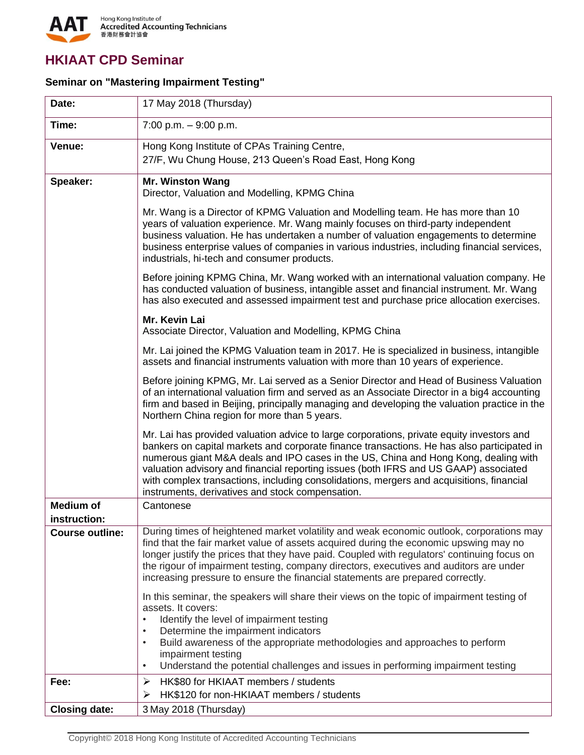Hong Kong Institute of Accredited Accounting Technicians
香港財務會計協會

# HKIAAT CPD Seminar

### Seminar on "Mastering Impairment Testing"

| | |
|---|---|
| **Date:** | 17 May 2018 (Thursday) |
| **Time:** | 7:00 p.m. – 9:00 p.m. |
| **Venue:** | Hong Kong Institute of CPAs Training Centre,<br>27/F, Wu Chung House, 213 Queen's Road East, Hong Kong |
| **Speaker:** | **Mr. Winston Wang**<br>Director, Valuation and Modelling, KPMG China<br><br>Mr. Wang is a Director of KPMG Valuation and Modelling team. He has more than 10 years of valuation experience. Mr. Wang mainly focuses on third-party independent business valuation. He has undertaken a number of valuation engagements to determine business enterprise values of companies in various industries, including financial services, industrials, hi-tech and consumer products.<br><br>Before joining KPMG China, Mr. Wang worked with an international valuation company. He has conducted valuation of business, intangible asset and financial instrument. Mr. Wang has also executed and assessed impairment test and purchase price allocation exercises.<br><br>**Mr. Kevin Lai**<br>Associate Director, Valuation and Modelling, KPMG China<br><br>Mr. Lai joined the KPMG Valuation team in 2017. He is specialized in business, intangible assets and financial instruments valuation with more than 10 years of experience.<br><br>Before joining KPMG, Mr. Lai served as a Senior Director and Head of Business Valuation of an international valuation firm and served as an Associate Director in a big4 accounting firm and based in Beijing, principally managing and developing the valuation practice in the Northern China region for more than 5 years.<br><br>Mr. Lai has provided valuation advice to large corporations, private equity investors and bankers on capital markets and corporate finance transactions. He has also participated in numerous giant M&A deals and IPO cases in the US, China and Hong Kong, dealing with valuation advisory and financial reporting issues (both IFRS and US GAAP) associated with complex transactions, including consolidations, mergers and acquisitions, financial instruments, derivatives and stock compensation. |
| **Medium of instruction:** | Cantonese |
| **Course outline:** | During times of heightened market volatility and weak economic outlook, corporations may find that the fair market value of assets acquired during the economic upswing may no longer justify the prices that they have paid. Coupled with regulators' continuing focus on the rigour of impairment testing, company directors, executives and auditors are under increasing pressure to ensure the financial statements are prepared correctly.<br><br>In this seminar, the speakers will share their views on the topic of impairment testing of assets. It covers:<br>• Identify the level of impairment testing<br>• Determine the impairment indicators<br>• Build awareness of the appropriate methodologies and approaches to perform impairment testing<br>• Understand the potential challenges and issues in performing impairment testing |
| **Fee:** | ➢ HK$80 for HKIAAT members / students<br>➢ HK$120 for non-HKIAAT members / students |
| **Closing date:** | 3 May 2018 (Thursday) |

Copyright© 2018 Hong Kong Institute of Accredited Accounting Technicians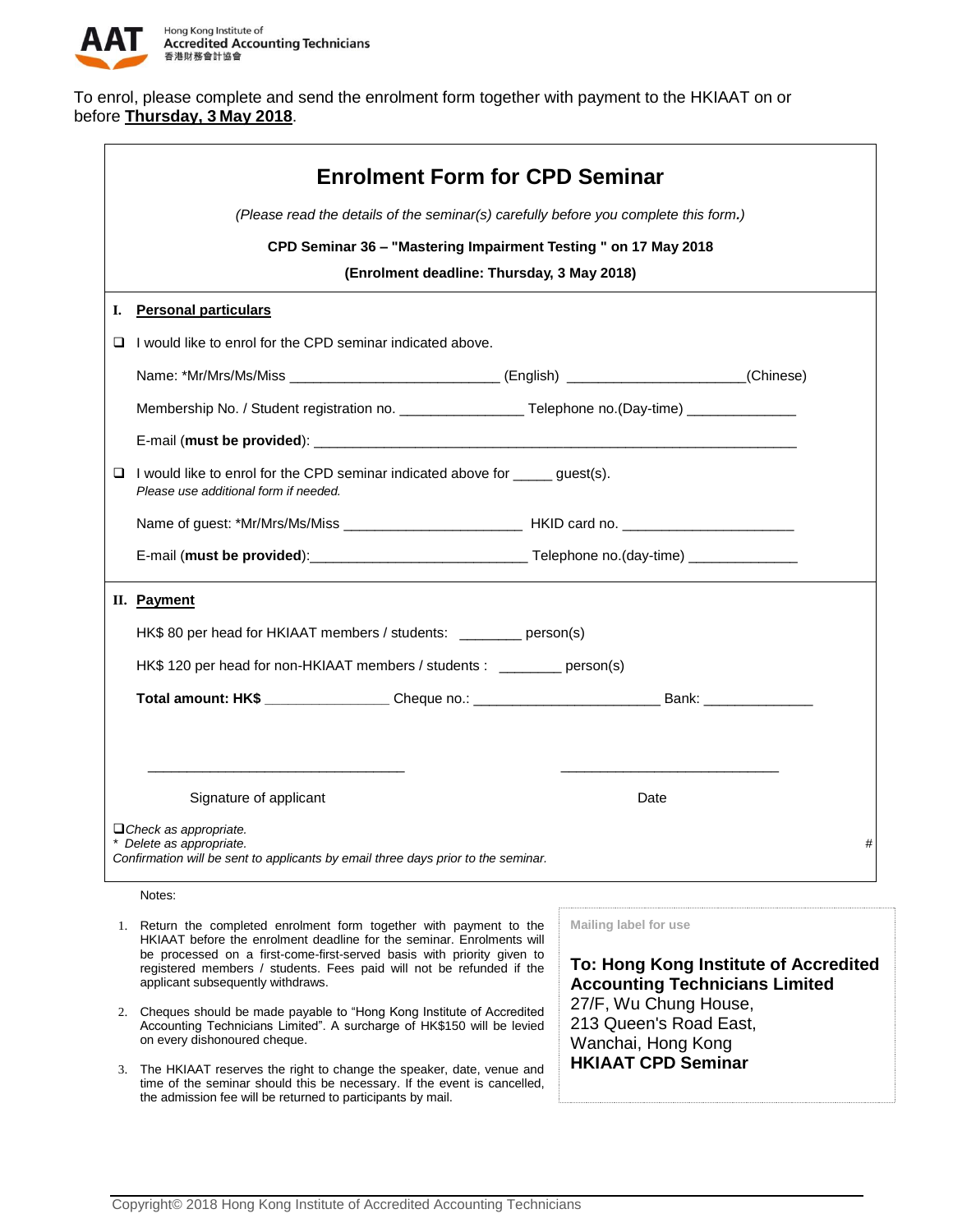Hong Kong Institute of Accredited Accounting Technicians
香港財務會計協會

To enrol, please complete and send the enrolment form together with payment to the HKIAAT on or before **Thursday, 3 May 2018**.

# Enrolment Form for CPD Seminar

*(Please read the details of the seminar(s) carefully before you complete this form.)*

**CPD Seminar 36 – "Mastering Impairment Testing " on 17 May 2018**

**(Enrolment deadline: Thursday, 3 May 2018)**

## I. Personal particulars

❑ I would like to enrol for the CPD seminar indicated above.

Name: *Mr/Mrs/Ms/Miss ___________________________ (English) ______________________(Chinese)

Membership No. / Student registration no. ________________ Telephone no.(Day-time) ______________

E-mail (**must be provided**): ________________________________________________________________

❑ I would like to enrol for the CPD seminar indicated above for _____ guest(s).
*Please use additional form if needed.*

Name of guest: *Mr/Mrs/Ms/Miss _______________________ HKID card no. ______________________

E-mail (**must be provided**):____________________________ Telephone no.(day-time) ______________

## II. Payment

HK$ 80 per head for HKIAAT members / students: ________ person(s)

HK$ 120 per head for non-HKIAAT members / students : ________ person(s)

**Total amount: HK$** ________________ Cheque no.: ________________________ Bank: ______________

__________________________________ ____________________________

Signature of applicant Date

❑*Check as appropriate.*
\* *Delete as appropriate.*
*Confirmation will be sent to applicants by email three days prior to the seminar.*

#

Notes:

1. Return the completed enrolment form together with payment to the HKIAAT before the enrolment deadline for the seminar. Enrolments will be processed on a first-come-first-served basis with priority given to registered members / students. Fees paid will not be refunded if the applicant subsequently withdraws.
2. Cheques should be made payable to "Hong Kong Institute of Accredited Accounting Technicians Limited". A surcharge of HK$150 will be levied on every dishonoured cheque.
3. The HKIAAT reserves the right to change the speaker, date, venue and time of the seminar should this be necessary. If the event is cancelled, the admission fee will be returned to participants by mail.

Mailing label for use

**To: Hong Kong Institute of Accredited Accounting Technicians Limited**
27/F, Wu Chung House,
213 Queen's Road East,
Wanchai, Hong Kong
**HKIAAT CPD Seminar**

Copyright© 2018 Hong Kong Institute of Accredited Accounting Technicians